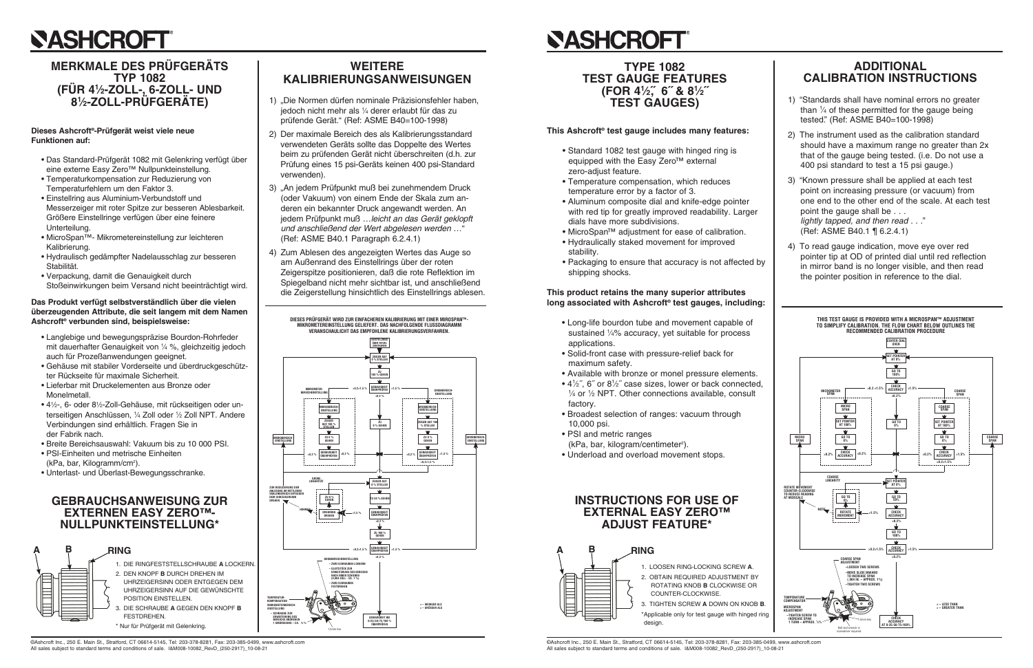# ASHCROFT

## MERKMALE DES PRÜFGERÄTS TYP 1082 (FÜR 4½-ZOLL-, 6-ZOLL- UND 8½-ZOLL-PRÜFGERÄTE)

**Dieses Ashcroft®-Prüfgerät weist viele neue Funktionen auf:**

- Das Standard-Prüfgerät 1082 mit Gelenkring verfügt über eine externe Easy Zero™ Nullpunkteinstellung.
- Temperaturkompensation zur Reduzierung von Temperaturfehlern um den Faktor 3.
- Einstellring aus Aluminium-Verbundstoff und Messerzeiger mit roter Spitze zur besseren Ablesbarkeit. Größere Einstellringe verfügen über eine feinere Unterteilung.
- MicroSpan™- Mikrometereinstellung zur leichteren Kalibrierung.
- Hydraulisch gedämpfter Nadelausschlag zur besseren Stabilität.
- Verpackung, damit die Genauigkeit durch Stoßeinwirkungen beim Versand nicht beeinträchtigt wird.

**Das Produkt verfügt selbstverständlich über die vielen überzeugenden Attribute, die seit langem mit dem Namen Ashcroft® verbunden sind, beispielsweise:**

- Langlebige und bewegungspräzise Bourdon-Rohrfeder mit dauerhafter Genauigkeit von ¼ %, gleichzeitig jedoch auch für Prozeßanwendungen geeignet.
- Gehäuse mit stabiler Vorderseite und überdruckgeschützter Rückseite für maximale Sicherheit.
- Lieferbar mit Druckelementen aus Bronze oder Monelmetall.
- 4½-, 6- oder 8½-Zoll-Gehäuse, mit rückseitigen oder unterseitigen Anschlüssen, ¼ Zoll oder ½ Zoll NPT. Andere Verbindungen sind erhältlich. Fragen Sie in der Fabrik nach.
- Breite Bereichsauswahl: Vakuum bis zu 10 000 PSI.
- PSI-Einheiten und metrische Einheiten (kPa, bar, Kilogramm/cm²).
- Unterlast- und Überlast-Bewegungsschranke.

## GEBRAUCHSANWEISUNG ZUR EXTERNEN EASY ZERO™-NULLPUNKTEINSTELLUNG*

A B RING

1. DIE RINGFESTSTELLSCHRAUBE **A** LOCKERN.
2. DEN KNOPF **B** DURCH DREHEN IM UHRZEIGERSINN ODER ENTGEGEN DEM UHRZEIGERSINN AUF DIE GEWÜNSCHTE POSITION EINSTELLEN.
3. DIE SCHRAUBE **A** GEGEN DEN KNOPF **B** FESTDREHEN.

\* Nur für Prüfgerät mit Gelenkring.

## WEITERE KALIBRIERUNGSANWEISUNGEN

1) „Die Normen dürfen nominale Präzisionsfehler haben, jedoch nicht mehr als ¼ derer erlaubt für das zu prüfende Gerät." (Ref: ASME B40=100-1998)
2) Der maximale Bereich des als Kalibrierungsstandard verwendeten Geräts sollte das Doppelte des Wertes beim zu prüfenden Gerät nicht überschreiten (d.h. zur Prüfung eines 15 psi-Geräts keinen 400 psi-Standard verwenden).
3) „An jedem Prüfpunkt muß bei zunehmendem Druck (oder Vakuum) von einem Ende der Skala zum anderen ein bekannter Druck angewandt werden. An jedem Prüfpunkt muß *…leicht an das Gerät geklopft und anschließend der Wert abgelesen werden …*" (Ref: ASME B40.1 Paragraph 6.2.4.1)
4) Zum Ablesen des angezeigten Wertes das Auge so am Außenrand des Einstellrings über der roten Zeigerspitze positionieren, daß die rote Reflektion im Spiegelband nicht mehr sichtbar ist, und anschließend die Zeigerstellung hinsichtlich des Einstellrings ablesen.

DIESES PRÜFGERÄT WIRD ZUR EINFACHEREN KALIBRIERUNG MIT EINER MICROSPAN™-MIKROMETEREINSTELLUNG GELIEFERT. DAS NACHFOLGENDE FLUSSDIAGRAMM VERANSCHAULICHT DAS EMPFOHLENE KALIBRIERUNGSVERFAHREN.

< = WENIGER ALS
> = GRÖSSER ALS

# ASHCROFT

## TYPE 1082 TEST GAUGE FEATURES (FOR 4½˝, 6˝ & 8½˝ TEST GAUGES)

**This Ashcroft® test gauge includes many features:**

- Standard 1082 test gauge with hinged ring is equipped with the Easy Zero™ external zero-adjust feature.
- Temperature compensation, which reduces temperature error by a factor of 3.
- Aluminum composite dial and knife-edge pointer with red tip for greatly improved readability. Larger dials have more subdivisions.
- MicroSpan™ adjustment for ease of calibration.
- Hydraulically staked movement for improved stability.
- Packaging to ensure that accuracy is not affected by shipping shocks.

**This product retains the many superior attributes long associated with Ashcroft® test gauges, including:**

- Long-life bourdon tube and movement capable of sustained ¼% accuracy, yet suitable for process applications.
- Solid-front case with pressure-relief back for maximum safety.
- Available with bronze or monel pressure elements.
- 4½˝, 6˝ or 8½˝ case sizes, lower or back connected, ¼ or ½ NPT. Other connections available, consult factory.
- Broadest selection of ranges: vacuum through 10,000 psi.
- PSI and metric ranges (kPa, bar, kilogram/centimeter²).
- Underload and overload movement stops.

## INSTRUCTIONS FOR USE OF EXTERNAL EASY ZERO™ ADJUST FEATURE*

A B RING

1. LOOSEN RING-LOCKING SCREW **A**.
2. OBTAIN REQUIRED ADJUSTMENT BY ROTATING KNOB **B** CLOCKWISE OR COUNTER-CLOCKWISE.
3. TIGHTEN SCREW **A** DOWN ON KNOB **B**.

\*Applicable only for test gauge with hinged ring design.

## ADDITIONAL CALIBRATION INSTRUCTIONS

1) "Standards shall have nominal errors no greater than ¼ of these permitted for the gauge being tested." (Ref: ASME B40=100-1998)
2) The instrument used as the calibration standard should have a maximum range no greater than 2x that of the gauge being tested. (i.e. Do not use a 400 psi standard to test a 15 psi gauge.)
3) "Known pressure shall be applied at each test point on increasing pressure (or vacuum) from one end to the other end of the scale. At each test point the gauge shall be . . . *lightly tapped, and then read . . .*" (Ref: ASME B40.1 ¶ 6.2.4.1)
4) To read gauge indication, move eye over red pointer tip at OD of printed dial until red reflection in mirror band is no longer visible, and then read the pointer position in reference to the dial.

THIS TEST GAUGE IS PROVIDED WITH A MICROSPAN™ ADJUSTMENT TO SIMPLIFY CALIBRATION. THE FLOW CHART BELOW OUTLINES THE RECOMMENDED CALIBRATION PROCEDURE

< = LESS THAN
> = GREATER THAN

©Ashcroft Inc., 250 E. Main St., Stratford, CT 06614-5145, Tel: 203-378-8281, Fax: 203-385-0499, www.ashcroft.com
All sales subject to standard terms and conditions of sale. I&M008-10082_RevD_(250-2917)_10-08-21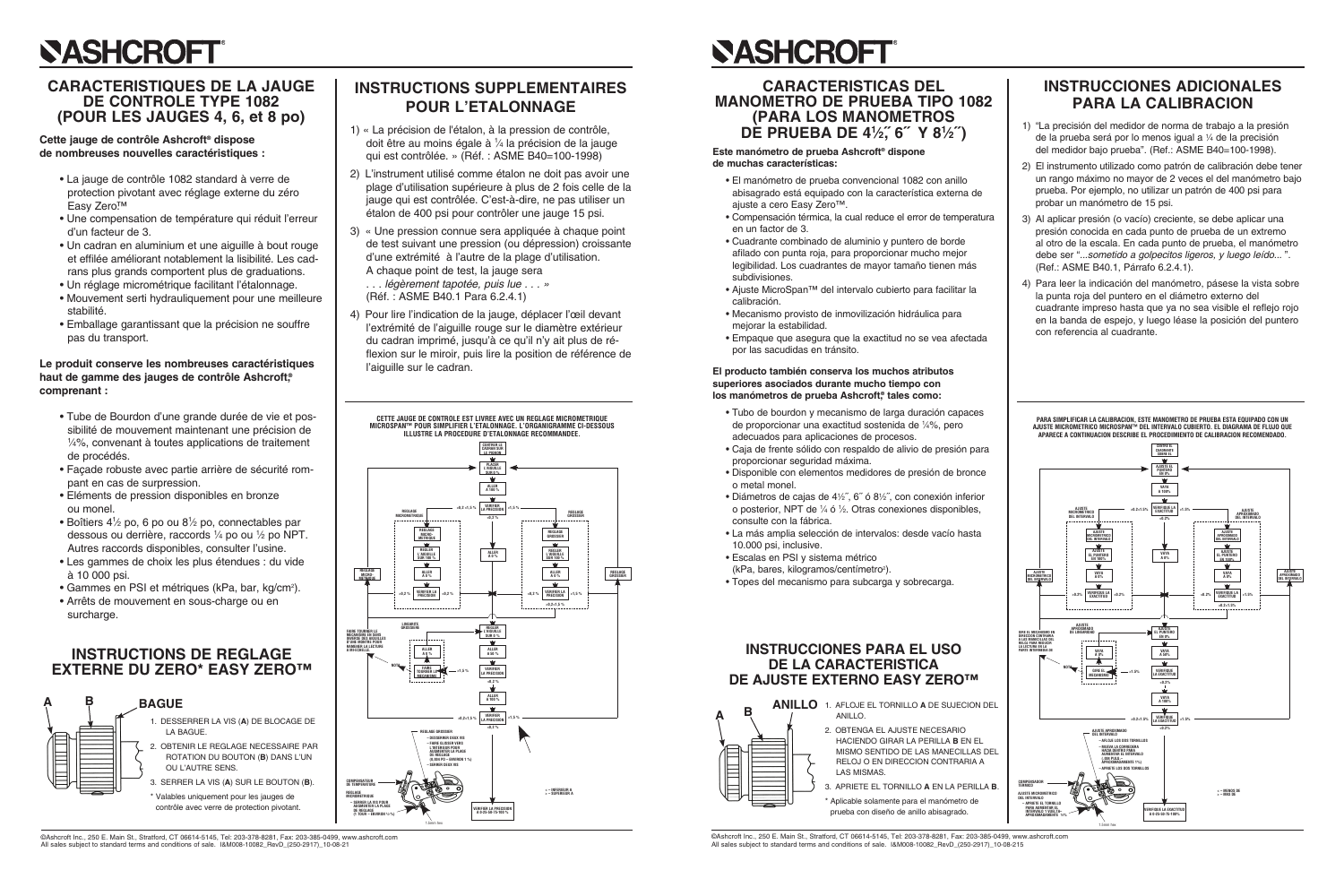# ASHCROFT

## CARACTERISTIQUES DE LA JAUGE DE CONTROLE TYPE 1082 (POUR LES JAUGES 4, 6, et 8 po)

**Cette jauge de contrôle Ashcroft® dispose de nombreuses nouvelles caractéristiques :**

- La jauge de contrôle 1082 standard à verre de protection pivotant avec réglage externe du zéro Easy Zero™
- Une compensation de température qui réduit l'erreur d'un facteur de 3.
- Un cadran en aluminium et une aiguille à bout rouge et effilée améliorant notablement la lisibilité. Les cadrans plus grands comportent plus de graduations.
- Un réglage micrométrique facilitant l'étalonnage.
- Mouvement serti hydrauliquement pour une meilleure stabilité.
- Emballage garantissant que la précision ne souffre pas du transport.

**Le produit conserve les nombreuses caractéristiques haut de gamme des jauges de contrôle Ashcroft,® comprenant :**

- Tube de Bourdon d'une grande durée de vie et possibilité de mouvement maintenant une précision de ¼%, convenant à toutes applications de traitement de procédés.
- Façade robuste avec partie arrière de sécurité rompant en cas de surpression.
- Eléments de pression disponibles en bronze ou monel.
- Boîtiers 4½ po, 6 po ou 8½ po, connectables par dessous ou derrière, raccords ¼ po ou ½ po NPT. Autres raccords disponibles, consulter l'usine.
- Les gammes de choix les plus étendues : du vide à 10 000 psi.
- Gammes en PSI et métriques (kPa, bar, kg/cm²).
- Arrêts de mouvement en sous-charge ou en surcharge.

## INSTRUCTIONS DE REGLAGE EXTERNE DU ZERO* EASY ZERO™

A B **BAGUE**

1. DESSERRER LA VIS (**A**) DE BLOCAGE DE LA BAGUE.
2. OBTENIR LE REGLAGE NECESSAIRE PAR ROTATION DU BOUTON (**B**) DANS L'UN OU L'AUTRE SENS.
3. SERRER LA VIS (**A**) SUR LE BOUTON (**B**).

\* Valables uniquement pour les jauges de contrôle avec verre de protection pivotant.

## INSTRUCTIONS SUPPLEMENTAIRES POUR L'ETALONNAGE

1) « La précision de l'étalon, à la pression de contrôle, doit être au moins égale à ¼ la précision de la jauge qui est contrôlée. » (Réf. : ASME B40=100-1998)
2) L'instrument utilisé comme étalon ne doit pas avoir une plage d'utilisation supérieure à plus de 2 fois celle de la jauge qui est contrôlée. C'est-à-dire, ne pas utiliser un étalon de 400 psi pour contrôler une jauge 15 psi.
3) « Une pression connue sera appliquée à chaque point de test suivant une pression (ou dépression) croissante d'une extrémité à l'autre de la plage d'utilisation. A chaque point de test, la jauge sera *. . . légèrement tapotée, puis lue . . . »* (Réf. : ASME B40.1 Para 6.2.4.1)
4) Pour lire l'indication de la jauge, déplacer l'œil devant l'extrémité de l'aiguille rouge sur le diamètre extérieur du cadran imprimé, jusqu'à ce qu'il n'y ait plus de réflexion sur le miroir, puis lire la position de référence de l'aiguille sur le cadran.

CETTE JAUGE DE CONTROLE EST LIVREE AVEC UN REGLAGE MICROMETRIQUE MICROSPAN™ POUR SIMPLIFIER L'ETALONNAGE. L'ORGANIGRAMME CI-DESSOUS ILLUSTRE LA PROCEDURE D'ETALONNAGE RECOMMANDEE.

©Ashcroft Inc., 250 E. Main St., Stratford, CT 06614-5145, Tel: 203-378-8281, Fax: 203-385-0499, www.ashcroft.com
All sales subject to standard terms and conditions of sale. I&M008-10082_RevD_(250-2917)_10-08-21

# ASHCROFT

## CARACTERISTICAS DEL MANOMETRO DE PRUEBA TIPO 1082 (PARA LOS MANOMETROS DE PRUEBA DE 4½˝, 6˝ Y 8½˝)

**Este manómetro de prueba Ashcroft® dispone de muchas características:**

- El manómetro de prueba convencional 1082 con anillo abisagrado está equipado con la característica externa de ajuste a cero Easy Zero™.
- Compensación térmica, la cual reduce el error de temperatura en un factor de 3.
- Cuadrante combinado de aluminio y puntero de borde afilado con punta roja, para proporcionar mucho mejor legibilidad. Los cuadrantes de mayor tamaño tienen más subdivisiones.
- Ajuste MicroSpan™ del intervalo cubierto para facilitar la calibración.
- Mecanismo provisto de inmovilización hidráulica para mejorar la estabilidad.
- Empaque que asegura que la exactitud no se vea afectada por las sacudidas en tránsito.

**El producto también conserva los muchos atributos superiores asociados durante mucho tiempo con los manómetros de prueba Ashcroft,® tales como:**

- Tubo de bourdon y mecanismo de larga duración capaces de proporcionar una exactitud sostenida de ¼%, pero adecuados para aplicaciones de procesos.
- Caja de frente sólido con respaldo de alivio de presión para proporcionar seguridad máxima.
- Disponible con elementos medidores de presión de bronce o metal monel.
- Diámetros de cajas de 4½˝, 6˝ ó 8½˝, con conexión inferior o posterior, NPT de ¼ ó ½. Otras conexiones disponibles, consulte con la fábrica.
- La más amplia selección de intervalos: desde vacío hasta 10.000 psi, inclusive.
- Escalas en PSI y sistema métrico (kPa, bares, kilogramos/centímetro²).
- Topes del mecanismo para subcarga y sobrecarga.

## INSTRUCCIONES PARA EL USO DE LA CARACTERISTICA DE AJUSTE EXTERNO EASY ZERO™

A B **ANILLO**

1. AFLOJE EL TORNILLO **A** DE SUJECION DEL ANILLO.
2. OBTENGA EL AJUSTE NECESARIO HACIENDO GIRAR LA PERILLA **B** EN EL MISMO SENTIDO DE LAS MANECILLAS DEL RELOJ O EN DIRECCION CONTRARIA A LAS MISMAS.
3. APRIETE EL TORNILLO **A** EN LA PERILLA **B**.

\* Aplicable solamente para el manómetro de prueba con diseño de anillo abisagrado.

## INSTRUCCIONES ADICIONALES PARA LA CALIBRACION

1) "La precisión del medidor de norma de trabajo a la presión de la prueba será por lo menos igual a ¼ de la precisión del medidor bajo prueba". (Ref.: ASME B40=100-1998).
2) El instrumento utilizado como patrón de calibración debe tener un rango máximo no mayor de 2 veces el del manómetro bajo prueba. Por ejemplo, no utilizar un patrón de 400 psi para probar un manómetro de 15 psi.
3) Al aplicar presión (o vacío) creciente, se debe aplicar una presión conocida en cada punto de prueba de un extremo al otro de la escala. En cada punto de prueba, el manómetro debe ser "*...sometido a golpecitos ligeros, y luego leído...*". (Ref.: ASME B40.1, Párrafo 6.2.4.1).
4) Para leer la indicación del manómetro, pásese la vista sobre la punta roja del puntero en el diámetro externo del cuadrante impreso hasta que ya no sea visible el reflejo rojo en la banda de espejo, y luego léase la posición del puntero con referencia al cuadrante.

PARA SIMPLIFICAR LA CALIBRACION, ESTE MANOMETRO DE PRUEBA ESTA EQUIPADO CON UN AJUSTE MICROMETRICO MICROSPAN™ DEL INTERVALO CUBIERTO. EL DIAGRAMA DE FLUJO QUE APARECE A CONTINUACION DESCRIBE EL PROCEDIMIENTO DE CALIBRACION RECOMENDADO.

©Ashcroft Inc., 250 E. Main St., Stratford, CT 06614-5145, Tel: 203-378-8281, Fax: 203-385-0499, www.ashcroft.com
All sales subject to standard terms and conditions of sale. I&M008-10082_RevD_(250-2917)_10-08-215